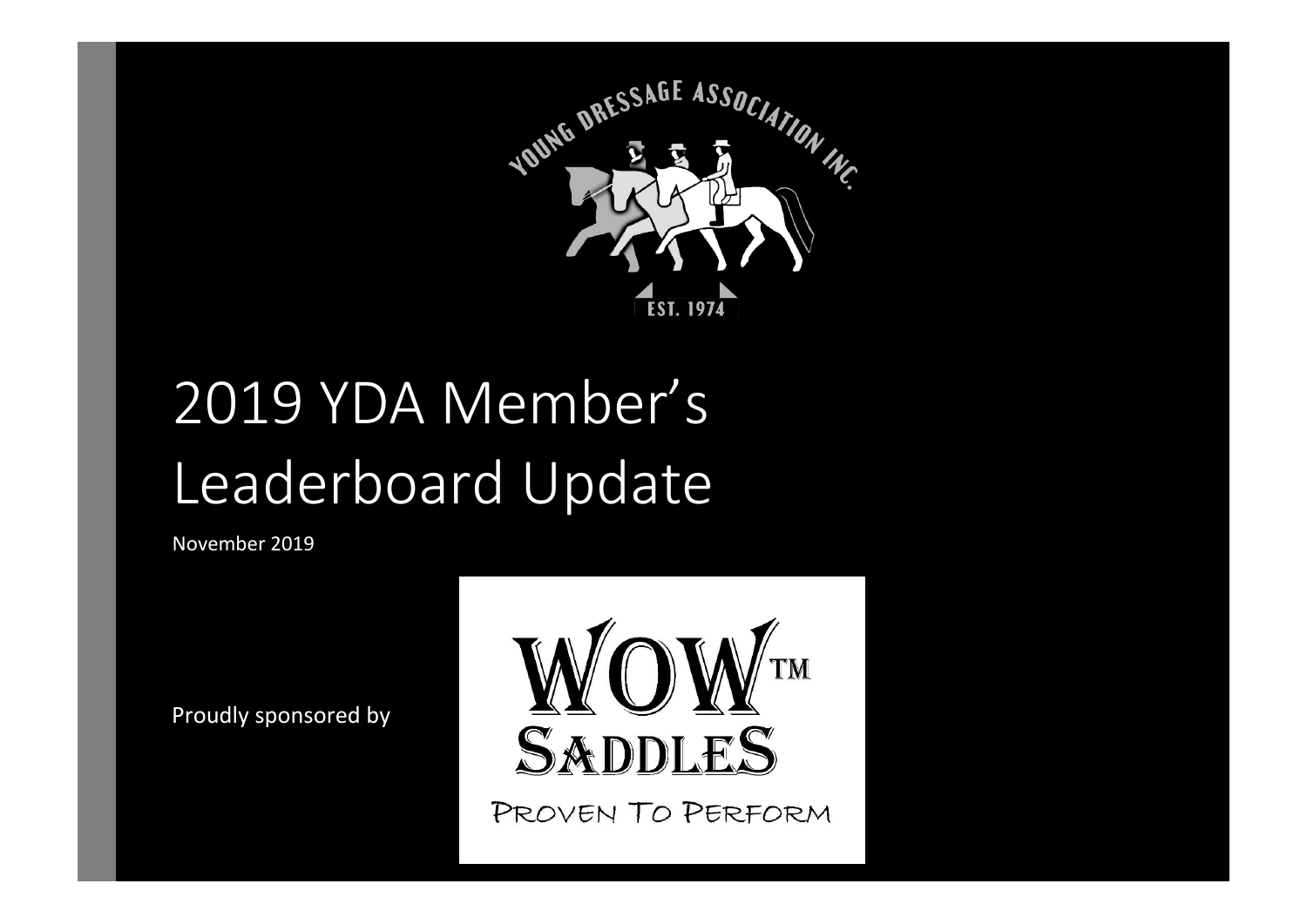YOUNG DRESSAGE ASSOCIATION INC.

EST. 1974

# 2019 YDA Member's Leaderboard Update

November 2019

Proudly sponsored by

WOW™ SADDLES

PROVEN TO PERFORM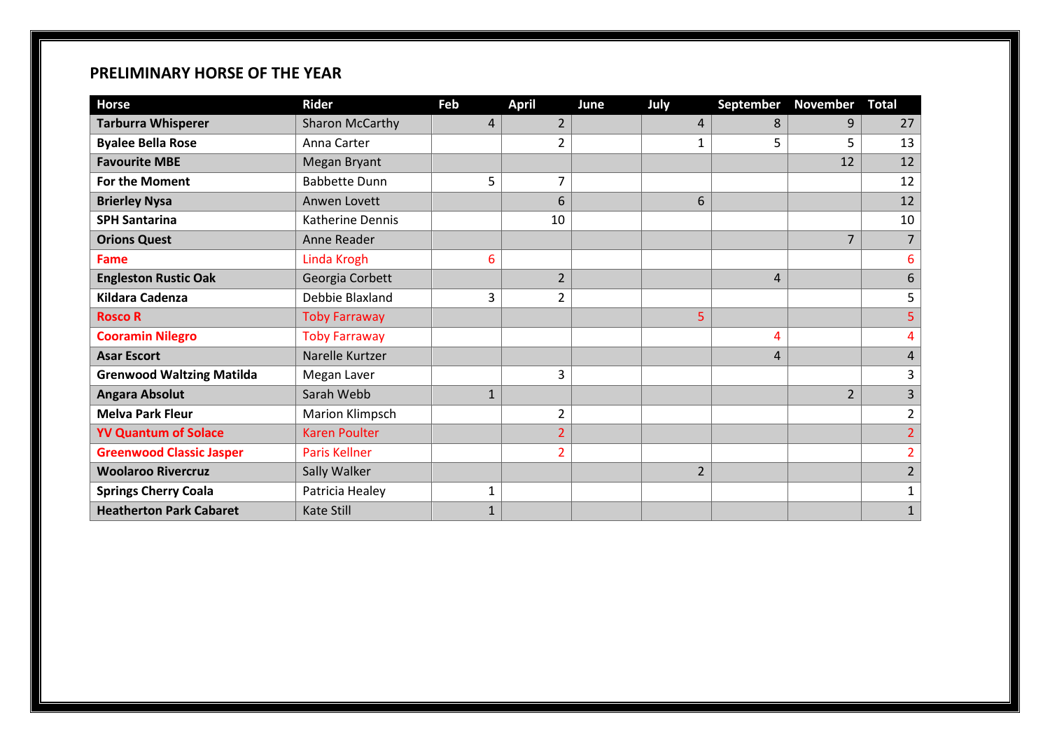## PRELIMINARY HORSE OF THE YEAR

| Horse | Rider | Feb | April | June | July | September | November | Total |
|---|---|---|---|---|---|---|---|---|
| **Tarburra Whisperer** | Sharon McCarthy | 4 | 2 | | 4 | 8 | 9 | 27 |
| **Byalee Bella Rose** | Anna Carter | | 2 | | 1 | 5 | 5 | 13 |
| **Favourite MBE** | Megan Bryant | | | | | | 12 | 12 |
| **For the Moment** | Babbette Dunn | 5 | 7 | | | | | 12 |
| **Brierley Nysa** | Anwen Lovett | | 6 | | 6 | | | 12 |
| **SPH Santarina** | Katherine Dennis | | 10 | | | | | 10 |
| **Orions Quest** | Anne Reader | | | | | | 7 | 7 |
| **Fame** | Linda Krogh | 6 | | | | | | 6 |
| **Engleston Rustic Oak** | Georgia Corbett | | 2 | | | 4 | | 6 |
| **Kildara Cadenza** | Debbie Blaxland | 3 | 2 | | | | | 5 |
| **Rosco R** | Toby Farraway | | | | 5 | | | 5 |
| **Cooramin Nilegro** | Toby Farraway | | | | | 4 | | 4 |
| **Asar Escort** | Narelle Kurtzer | | | | | 4 | | 4 |
| **Grenwood Waltzing Matilda** | Megan Laver | | 3 | | | | | 3 |
| **Angara Absolut** | Sarah Webb | 1 | | | | | 2 | 3 |
| **Melva Park Fleur** | Marion Klimpsch | | 2 | | | | | 2 |
| **YV Quantum of Solace** | Karen Poulter | | 2 | | | | | 2 |
| **Greenwood Classic Jasper** | Paris Kellner | | 2 | | | | | 2 |
| **Woolaroo Rivercruz** | Sally Walker | | | | 2 | | | 2 |
| **Springs Cherry Coala** | Patricia Healey | 1 | | | | | | 1 |
| **Heatherton Park Cabaret** | Kate Still | 1 | | | | | | 1 |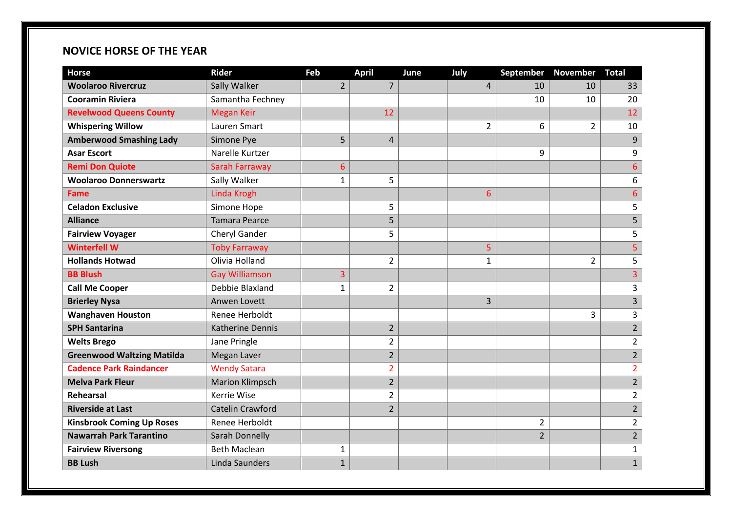## NOVICE HORSE OF THE YEAR

| Horse | Rider | Feb | April | June | July | September | November | Total |
|---|---|---|---|---|---|---|---|---|
| **Woolaroo Rivercruz** | Sally Walker | 2 | 7 | | 4 | 10 | 10 | 33 |
| **Cooramin Riviera** | Samantha Fechney | | | | | 10 | 10 | 20 |
| **Revelwood Queens County** | Megan Keir | | 12 | | | | | 12 |
| **Whispering Willow** | Lauren Smart | | | | 2 | 6 | 2 | 10 |
| **Amberwood Smashing Lady** | Simone Pye | 5 | 4 | | | | | 9 |
| **Asar Escort** | Narelle Kurtzer | | | | | 9 | | 9 |
| **Remi Don Quiote** | Sarah Farraway | 6 | | | | | | 6 |
| **Woolaroo Donnerswartz** | Sally Walker | 1 | 5 | | | | | 6 |
| **Fame** | Linda Krogh | | | | 6 | | | 6 |
| **Celadon Exclusive** | Simone Hope | | 5 | | | | | 5 |
| **Alliance** | Tamara Pearce | | 5 | | | | | 5 |
| **Fairview Voyager** | Cheryl Gander | | 5 | | | | | 5 |
| **Winterfell W** | Toby Farraway | | | | 5 | | | 5 |
| **Hollands Hotwad** | Olivia Holland | | 2 | | 1 | | 2 | 5 |
| **BB Blush** | Gay Williamson | 3 | | | | | | 3 |
| **Call Me Cooper** | Debbie Blaxland | 1 | 2 | | | | | 3 |
| **Brierley Nysa** | Anwen Lovett | | | | 3 | | | 3 |
| **Wanghaven Houston** | Renee Herboldt | | | | | | 3 | 3 |
| **SPH Santarina** | Katherine Dennis | | 2 | | | | | 2 |
| **Welts Brego** | Jane Pringle | | 2 | | | | | 2 |
| **Greenwood Waltzing Matilda** | Megan Laver | | 2 | | | | | 2 |
| **Cadence Park Raindancer** | Wendy Satara | | 2 | | | | | 2 |
| **Melva Park Fleur** | Marion Klimpsch | | 2 | | | | | 2 |
| **Rehearsal** | Kerrie Wise | | 2 | | | | | 2 |
| **Riverside at Last** | Catelin Crawford | | 2 | | | | | 2 |
| **Kinsbrook Coming Up Roses** | Renee Herboldt | | | | | 2 | | 2 |
| **Nawarrah Park Tarantino** | Sarah Donnelly | | | | | 2 | | 2 |
| **Fairview Riversong** | Beth Maclean | 1 | | | | | | 1 |
| **BB Lush** | Linda Saunders | 1 | | | | | | 1 |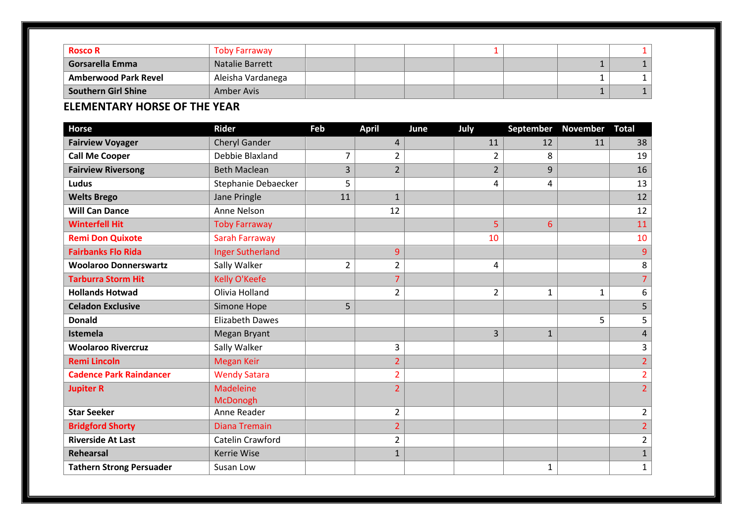| | | | | | | | | |
|---|---|---|---|---|---|---|---|---|
| **Rosco R** | Toby Farraway | | | | 1 | | | 1 |
| **Gorsarella Emma** | Natalie Barrett | | | | | | 1 | 1 |
| **Amberwood Park Revel** | Aleisha Vardanega | | | | | | 1 | 1 |
| **Southern Girl Shine** | Amber Avis | | | | | | 1 | 1 |

## ELEMENTARY HORSE OF THE YEAR

| Horse | Rider | Feb | April | June | July | September | November | Total |
|---|---|---|---|---|---|---|---|---|
| **Fairview Voyager** | Cheryl Gander | | 4 | | 11 | 12 | 11 | 38 |
| **Call Me Cooper** | Debbie Blaxland | 7 | 2 | | 2 | 8 | | 19 |
| **Fairview Riversong** | Beth Maclean | 3 | 2 | | 2 | 9 | | 16 |
| **Ludus** | Stephanie Debaecker | 5 | | | 4 | 4 | | 13 |
| **Welts Brego** | Jane Pringle | 11 | 1 | | | | | 12 |
| **Will Can Dance** | Anne Nelson | | 12 | | | | | 12 |
| **Winterfell Hit** | Toby Farraway | | | | 5 | 6 | | 11 |
| **Remi Don Quixote** | Sarah Farraway | | | | 10 | | | 10 |
| **Fairbanks Flo Rida** | Inger Sutherland | | 9 | | | | | 9 |
| **Woolaroo Donnerswartz** | Sally Walker | 2 | 2 | | 4 | | | 8 |
| **Tarburra Storm Hit** | Kelly O'Keefe | | 7 | | | | | 7 |
| **Hollands Hotwad** | Olivia Holland | | 2 | | 2 | 1 | 1 | 6 |
| **Celadon Exclusive** | Simone Hope | 5 | | | | | | 5 |
| **Donald** | Elizabeth Dawes | | | | | | 5 | 5 |
| **Istemela** | Megan Bryant | | | | 3 | 1 | | 4 |
| **Woolaroo Rivercruz** | Sally Walker | | 3 | | | | | 3 |
| **Remi Lincoln** | Megan Keir | | 2 | | | | | 2 |
| **Cadence Park Raindancer** | Wendy Satara | | 2 | | | | | 2 |
| **Jupiter R** | Madeleine McDonogh | | 2 | | | | | 2 |
| **Star Seeker** | Anne Reader | | 2 | | | | | 2 |
| **Bridgford Shorty** | Diana Tremain | | 2 | | | | | 2 |
| **Riverside At Last** | Catelin Crawford | | 2 | | | | | 2 |
| **Rehearsal** | Kerrie Wise | | 1 | | | | | 1 |
| **Tathern Strong Persuader** | Susan Low | | | | | 1 | | 1 |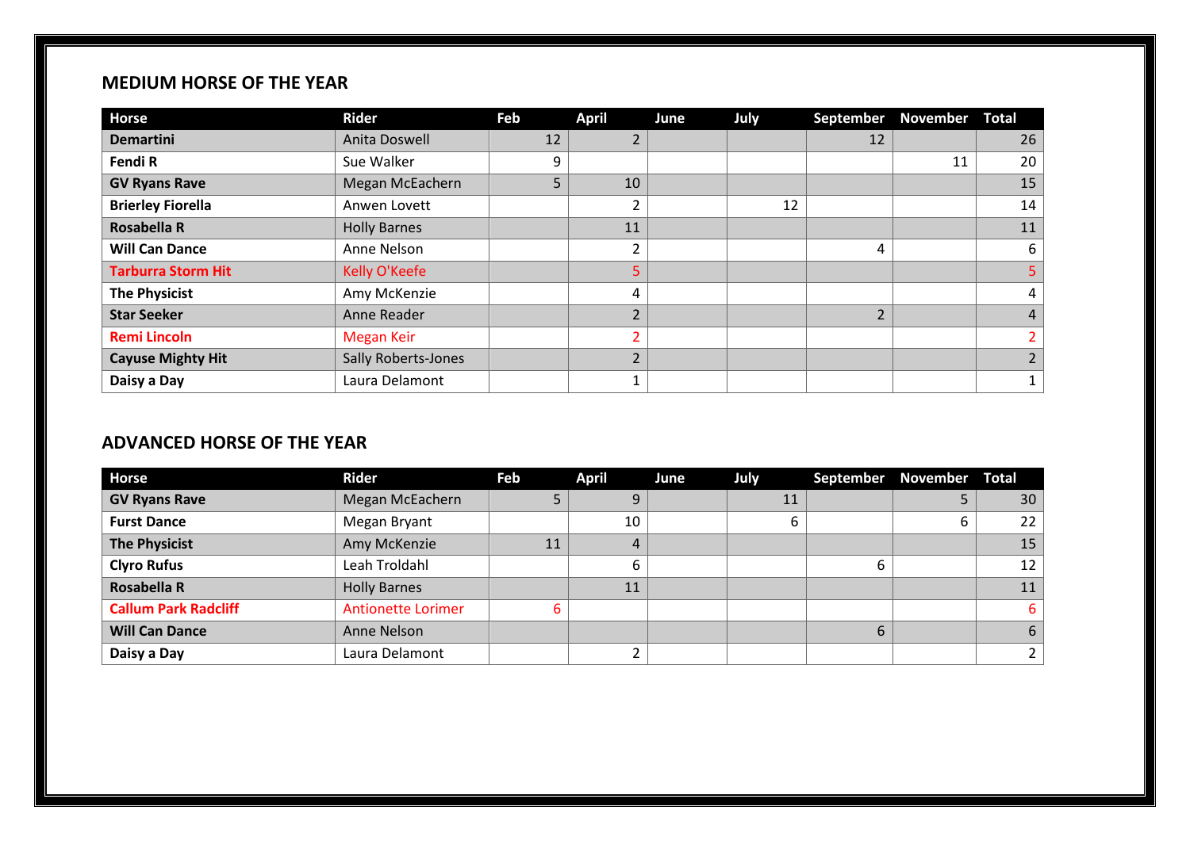## MEDIUM HORSE OF THE YEAR

| Horse | Rider | Feb | April | June | July | September | November | Total |
|---|---|---|---|---|---|---|---|---|
| **Demartini** | Anita Doswell | 12 | 2 | | | 12 | | 26 |
| **Fendi R** | Sue Walker | 9 | | | | | 11 | 20 |
| **GV Ryans Rave** | Megan McEachern | 5 | 10 | | | | | 15 |
| **Brierley Fiorella** | Anwen Lovett | | 2 | | 12 | | | 14 |
| **Rosabella R** | Holly Barnes | | 11 | | | | | 11 |
| **Will Can Dance** | Anne Nelson | | 2 | | | 4 | | 6 |
| **Tarburra Storm Hit** | Kelly O'Keefe | | 5 | | | | | 5 |
| **The Physicist** | Amy McKenzie | | 4 | | | | | 4 |
| **Star Seeker** | Anne Reader | | 2 | | | 2 | | 4 |
| **Remi Lincoln** | Megan Keir | | 2 | | | | | 2 |
| **Cayuse Mighty Hit** | Sally Roberts-Jones | | 2 | | | | | 2 |
| **Daisy a Day** | Laura Delamont | | 1 | | | | | 1 |

## ADVANCED HORSE OF THE YEAR

| Horse | Rider | Feb | April | June | July | September | November | Total |
|---|---|---|---|---|---|---|---|---|
| **GV Ryans Rave** | Megan McEachern | 5 | 9 | | 11 | | 5 | 30 |
| **Furst Dance** | Megan Bryant | | 10 | | 6 | | 6 | 22 |
| **The Physicist** | Amy McKenzie | 11 | 4 | | | | | 15 |
| **Clyro Rufus** | Leah Troldahl | | 6 | | | 6 | | 12 |
| **Rosabella R** | Holly Barnes | | 11 | | | | | 11 |
| **Callum Park Radcliff** | Antionette Lorimer | 6 | | | | | | 6 |
| **Will Can Dance** | Anne Nelson | | | | | 6 | | 6 |
| **Daisy a Day** | Laura Delamont | | 2 | | | | | 2 |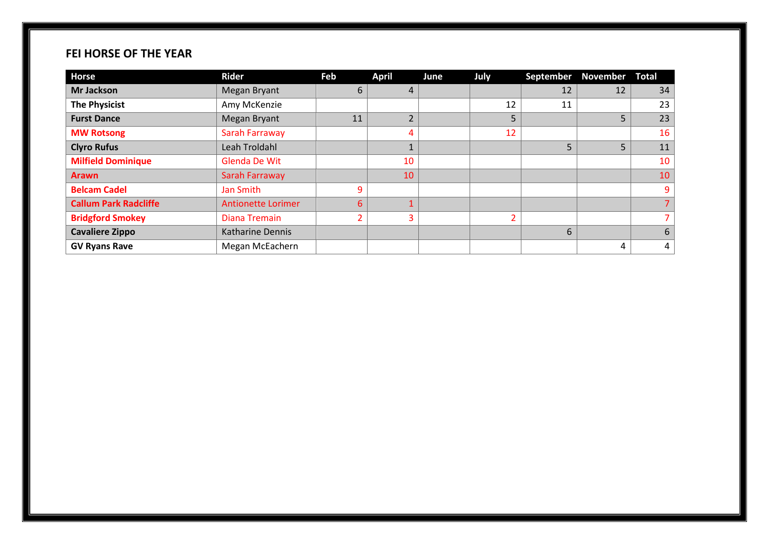**FEI HORSE OF THE YEAR**

| Horse | Rider | Feb | April | June | July | September | November | Total |
|---|---|---|---|---|---|---|---|---|
| **Mr Jackson** | Megan Bryant | 6 | 4 | | | 12 | 12 | 34 |
| **The Physicist** | Amy McKenzie | | | | 12 | 11 | | 23 |
| **Furst Dance** | Megan Bryant | 11 | 2 | | 5 | | 5 | 23 |
| **MW Rotsong** | Sarah Farraway | | 4 | | 12 | | | 16 |
| **Clyro Rufus** | Leah Troldahl | | 1 | | | 5 | 5 | 11 |
| **Milfield Dominique** | Glenda De Wit | | 10 | | | | | 10 |
| **Arawn** | Sarah Farraway | | 10 | | | | | 10 |
| **Belcam Cadel** | Jan Smith | 9 | | | | | | 9 |
| **Callum Park Radcliffe** | Antionette Lorimer | 6 | 1 | | | | | 7 |
| **Bridgford Smokey** | Diana Tremain | 2 | 3 | | 2 | | | 7 |
| **Cavaliere Zippo** | Katharine Dennis | | | | | 6 | | 6 |
| **GV Ryans Rave** | Megan McEachern | | | | | | 4 | 4 |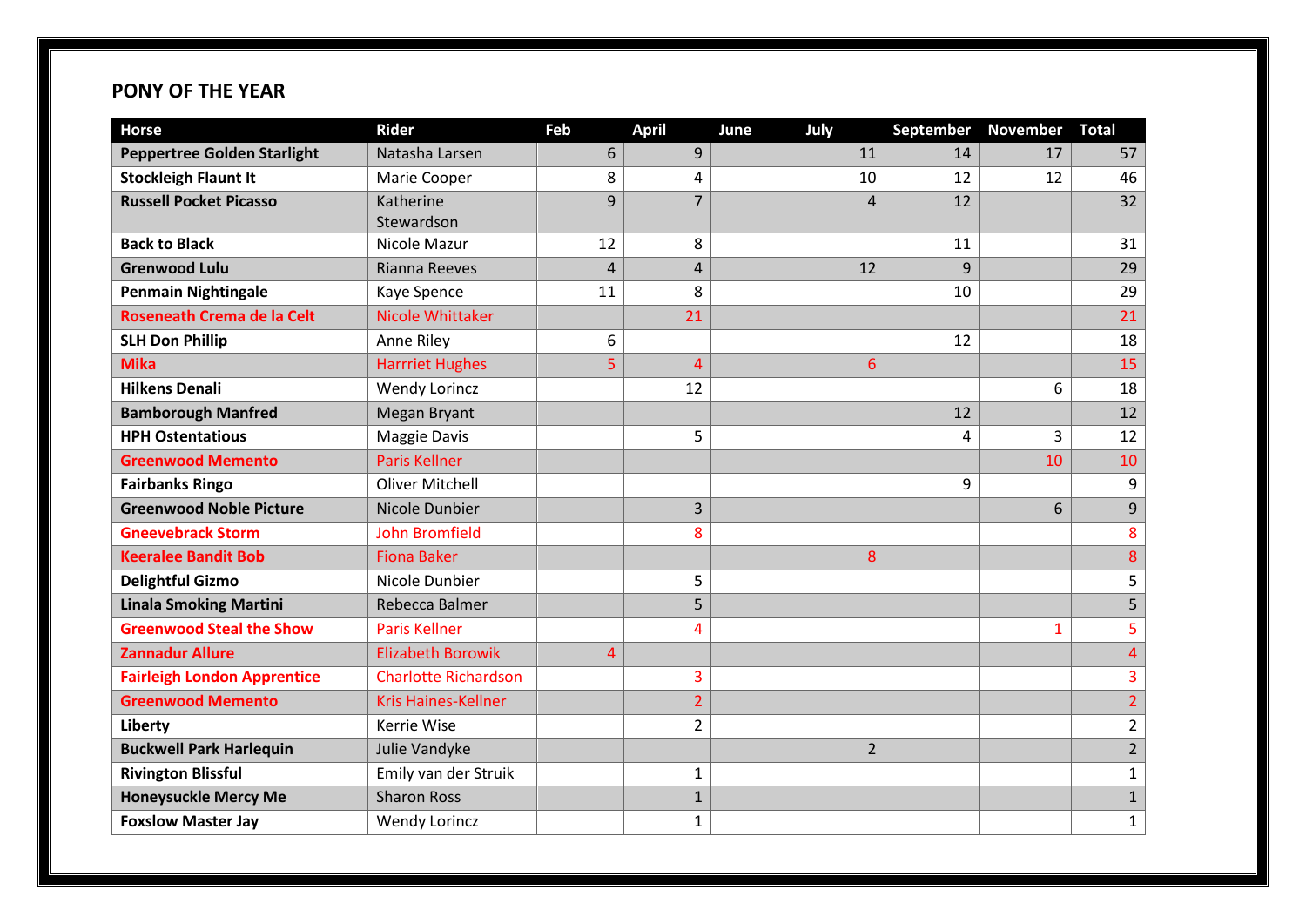## PONY OF THE YEAR

| Horse | Rider | Feb | April | June | July | September | November | Total |
|---|---|---|---|---|---|---|---|---|
| Peppertree Golden Starlight | Natasha Larsen | 6 | 9 | | 11 | 14 | 17 | 57 |
| Stockleigh Flaunt It | Marie Cooper | 8 | 4 | | 10 | 12 | 12 | 46 |
| Russell Pocket Picasso | Katherine Stewardson | 9 | 7 | | 4 | 12 | | 32 |
| Back to Black | Nicole Mazur | 12 | 8 | | | 11 | | 31 |
| Grenwood Lulu | Rianna Reeves | 4 | 4 | | 12 | 9 | | 29 |
| Penmain Nightingale | Kaye Spence | 11 | 8 | | | 10 | | 29 |
| Roseneath Crema de la Celt | Nicole Whittaker | | 21 | | | | | 21 |
| SLH Don Phillip | Anne Riley | 6 | | | | 12 | | 18 |
| Mika | Harrriet Hughes | 5 | 4 | | 6 | | | 15 |
| Hilkens Denali | Wendy Lorincz | | 12 | | | | 6 | 18 |
| Bamborough Manfred | Megan Bryant | | | | | 12 | | 12 |
| HPH Ostentatious | Maggie Davis | | 5 | | | 4 | 3 | 12 |
| Greenwood Memento | Paris Kellner | | | | | | 10 | 10 |
| Fairbanks Ringo | Oliver Mitchell | | | | | 9 | | 9 |
| Greenwood Noble Picture | Nicole Dunbier | | 3 | | | | 6 | 9 |
| Gneevebrack Storm | John Bromfield | | 8 | | | | | 8 |
| Keeralee Bandit Bob | Fiona Baker | | | | 8 | | | 8 |
| Delightful Gizmo | Nicole Dunbier | | 5 | | | | | 5 |
| Linala Smoking Martini | Rebecca Balmer | | 5 | | | | | 5 |
| Greenwood Steal the Show | Paris Kellner | | 4 | | | | 1 | 5 |
| Zannadur Allure | Elizabeth Borowik | 4 | | | | | | 4 |
| Fairleigh London Apprentice | Charlotte Richardson | | 3 | | | | | 3 |
| Greenwood Memento | Kris Haines-Kellner | | 2 | | | | | 2 |
| Liberty | Kerrie Wise | | 2 | | | | | 2 |
| Buckwell Park Harlequin | Julie Vandyke | | | | 2 | | | 2 |
| Rivington Blissful | Emily van der Struik | | 1 | | | | | 1 |
| Honeysuckle Mercy Me | Sharon Ross | | 1 | | | | | 1 |
| Foxslow Master Jay | Wendy Lorincz | | 1 | | | | | 1 |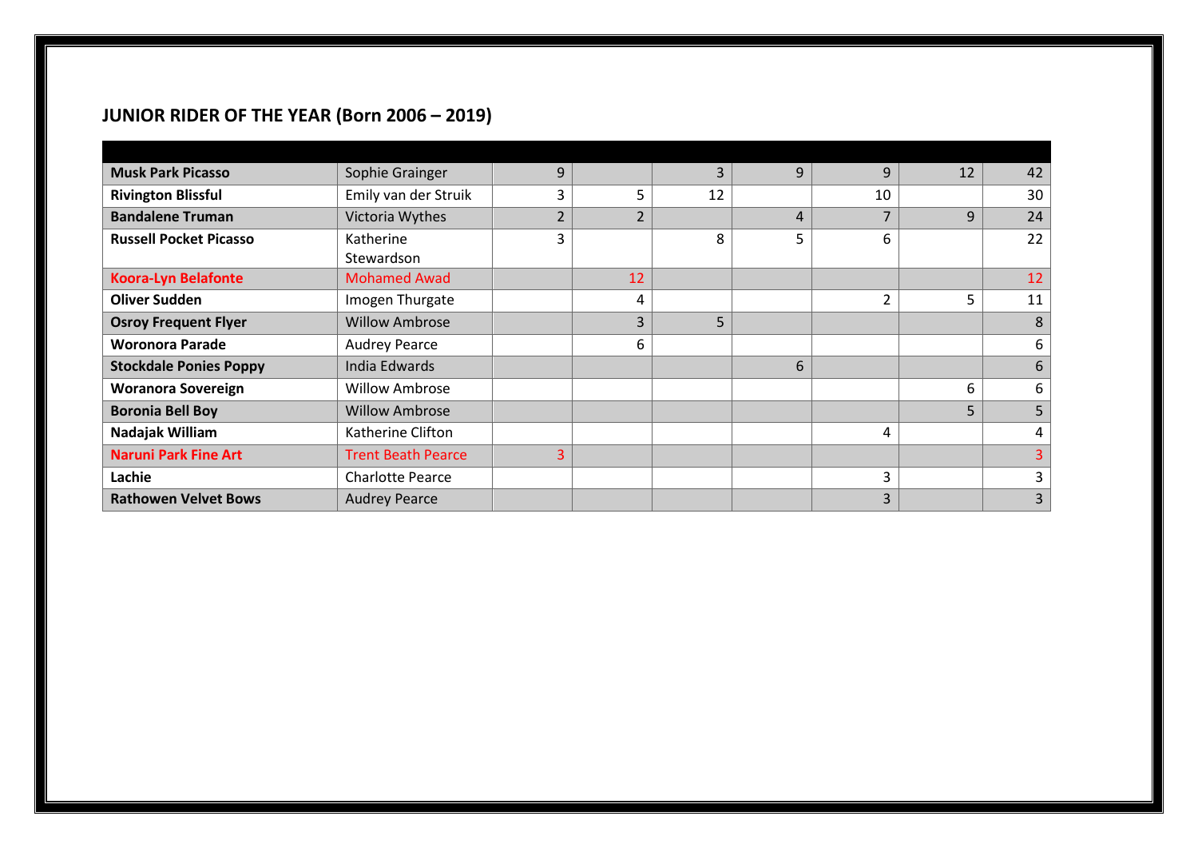## JUNIOR RIDER OF THE YEAR (Born 2006 – 2019)

| | | | | | | | | |
|---|---|---|---|---|---|---|---|---|
| **Musk Park Picasso** | Sophie Grainger | 9 | | 3 | 9 | 9 | 12 | 42 |
| **Rivington Blissful** | Emily van der Struik | 3 | 5 | 12 | | 10 | | 30 |
| **Bandalene Truman** | Victoria Wythes | 2 | 2 | | 4 | 7 | 9 | 24 |
| **Russell Pocket Picasso** | Katherine Stewardson | 3 | | 8 | 5 | 6 | | 22 |
| **Koora-Lyn Belafonte** | Mohamed Awad | | 12 | | | | | 12 |
| **Oliver Sudden** | Imogen Thurgate | | 4 | | | 2 | 5 | 11 |
| **Osroy Frequent Flyer** | Willow Ambrose | | 3 | 5 | | | | 8 |
| **Woronora Parade** | Audrey Pearce | | 6 | | | | | 6 |
| **Stockdale Ponies Poppy** | India Edwards | | | | 6 | | | 6 |
| **Woranora Sovereign** | Willow Ambrose | | | | | | 6 | 6 |
| **Boronia Bell Boy** | Willow Ambrose | | | | | | 5 | 5 |
| **Nadajak William** | Katherine Clifton | | | | | 4 | | 4 |
| **Naruni Park Fine Art** | Trent Beath Pearce | 3 | | | | | | 3 |
| **Lachie** | Charlotte Pearce | | | | | 3 | | 3 |
| **Rathowen Velvet Bows** | Audrey Pearce | | | | | 3 | | 3 |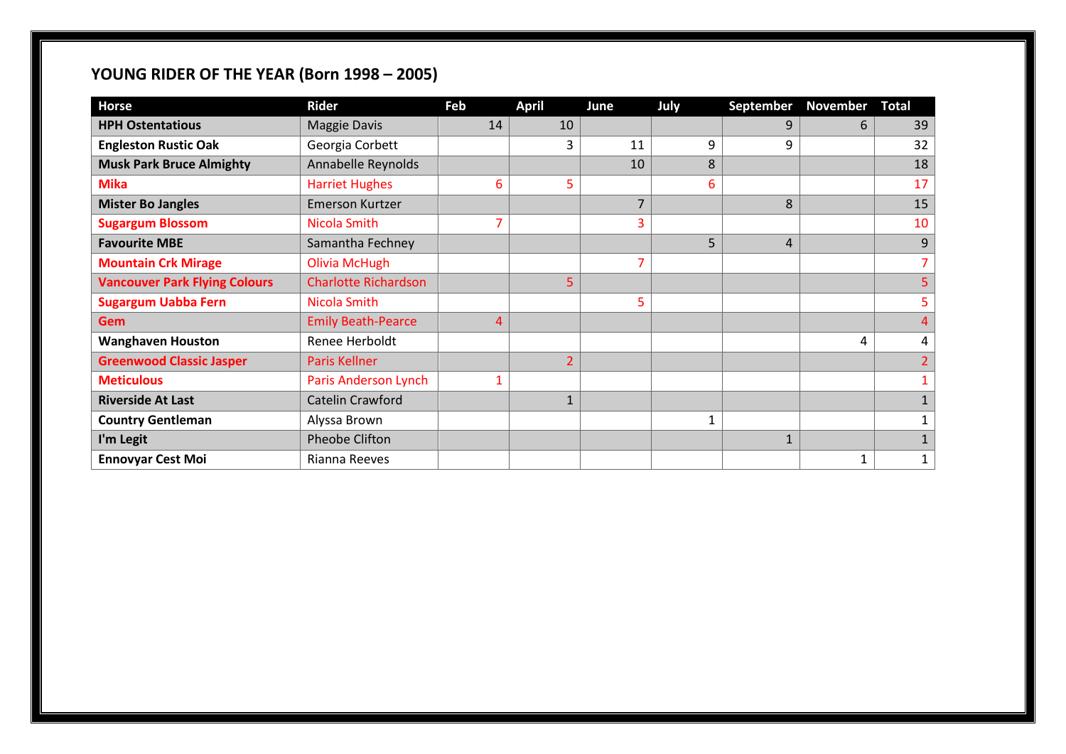## YOUNG RIDER OF THE YEAR (Born 1998 – 2005)

| Horse | Rider | Feb | April | June | July | September | November | Total |
|---|---|---|---|---|---|---|---|---|
| **HPH Ostentatious** | Maggie Davis | 14 | 10 | | | 9 | 6 | 39 |
| **Engleston Rustic Oak** | Georgia Corbett | | 3 | 11 | 9 | 9 | | 32 |
| **Musk Park Bruce Almighty** | Annabelle Reynolds | | | 10 | 8 | | | 18 |
| **Mika** | Harriet Hughes | 6 | 5 | | 6 | | | 17 |
| **Mister Bo Jangles** | Emerson Kurtzer | | | 7 | | 8 | | 15 |
| **Sugargum Blossom** | Nicola Smith | 7 | | 3 | | | | 10 |
| **Favourite MBE** | Samantha Fechney | | | | 5 | 4 | | 9 |
| **Mountain Crk Mirage** | Olivia McHugh | | | 7 | | | | 7 |
| **Vancouver Park Flying Colours** | Charlotte Richardson | | 5 | | | | | 5 |
| **Sugargum Uabba Fern** | Nicola Smith | | | 5 | | | | 5 |
| **Gem** | Emily Beath-Pearce | 4 | | | | | | 4 |
| **Wanghaven Houston** | Renee Herboldt | | | | | | 4 | 4 |
| **Greenwood Classic Jasper** | Paris Kellner | | 2 | | | | | 2 |
| **Meticulous** | Paris Anderson Lynch | 1 | | | | | | 1 |
| **Riverside At Last** | Catelin Crawford | | 1 | | | | | 1 |
| **Country Gentleman** | Alyssa Brown | | | | 1 | | | 1 |
| **I'm Legit** | Pheobe Clifton | | | | | 1 | | 1 |
| **Ennovyar Cest Moi** | Rianna Reeves | | | | | | 1 | 1 |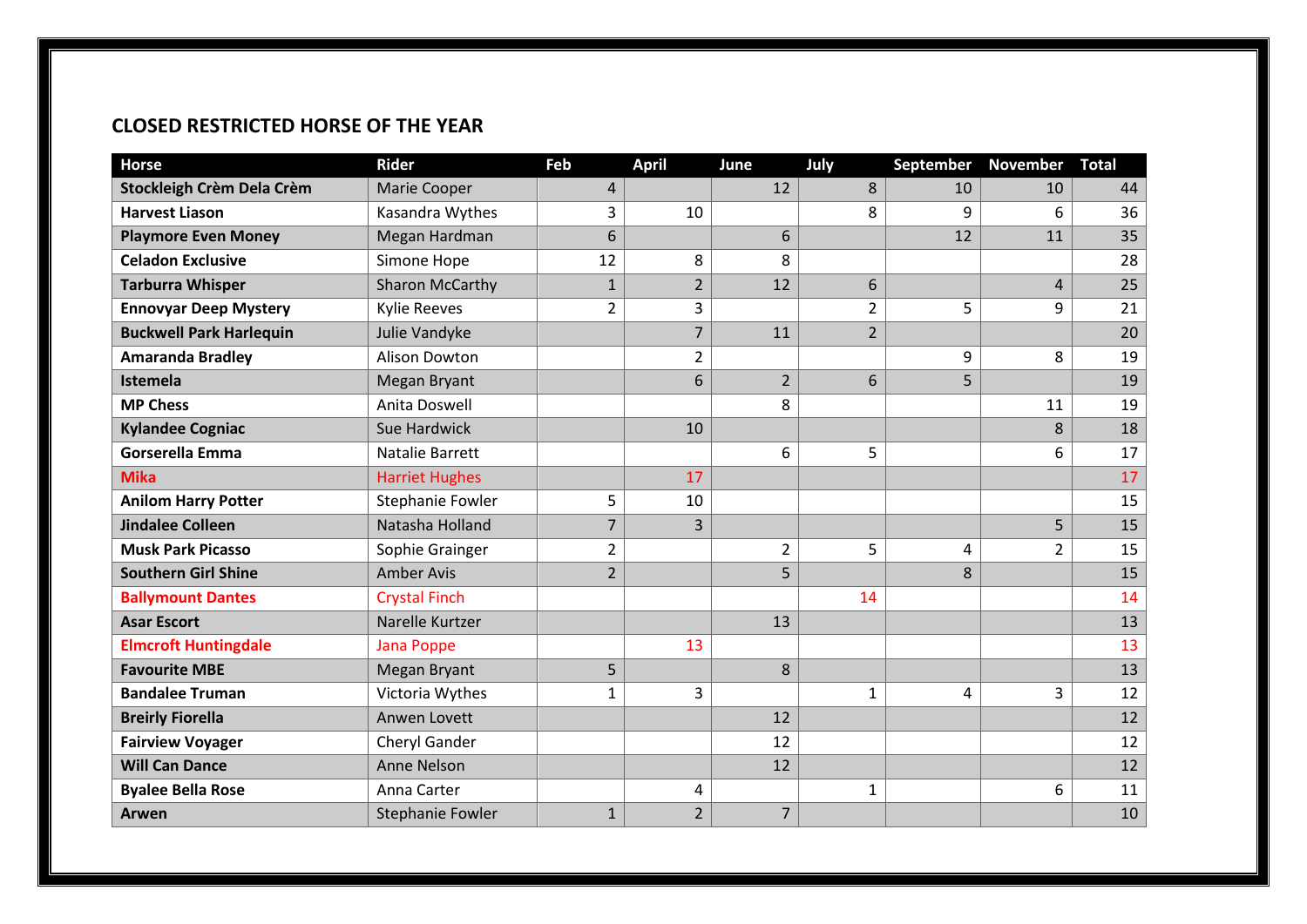## CLOSED RESTRICTED HORSE OF THE YEAR

| Horse | Rider | Feb | April | June | July | September | November | Total |
|---|---|---|---|---|---|---|---|---|
| **Stockleigh Crèm Dela Crèm** | Marie Cooper | 4 | | 12 | 8 | 10 | 10 | 44 |
| **Harvest Liason** | Kasandra Wythes | 3 | 10 | | 8 | 9 | 6 | 36 |
| **Playmore Even Money** | Megan Hardman | 6 | | 6 | | 12 | 11 | 35 |
| **Celadon Exclusive** | Simone Hope | 12 | 8 | 8 | | | | 28 |
| **Tarburra Whisper** | Sharon McCarthy | 1 | 2 | 12 | 6 | | 4 | 25 |
| **Ennovyar Deep Mystery** | Kylie Reeves | 2 | 3 | | 2 | 5 | 9 | 21 |
| **Buckwell Park Harlequin** | Julie Vandyke | | 7 | 11 | 2 | | | 20 |
| **Amaranda Bradley** | Alison Dowton | | 2 | | | 9 | 8 | 19 |
| **Istemela** | Megan Bryant | | 6 | 2 | 6 | 5 | | 19 |
| **MP Chess** | Anita Doswell | | | 8 | | | 11 | 19 |
| **Kylandee Cogniac** | Sue Hardwick | | 10 | | | | 8 | 18 |
| **Gorserella Emma** | Natalie Barrett | | | 6 | 5 | | 6 | 17 |
| **Mika** | Harriet Hughes | | 17 | | | | | 17 |
| **Anilom Harry Potter** | Stephanie Fowler | 5 | 10 | | | | | 15 |
| **Jindalee Colleen** | Natasha Holland | 7 | 3 | | | | 5 | 15 |
| **Musk Park Picasso** | Sophie Grainger | 2 | | 2 | 5 | 4 | 2 | 15 |
| **Southern Girl Shine** | Amber Avis | 2 | | 5 | | 8 | | 15 |
| **Ballymount Dantes** | Crystal Finch | | | | 14 | | | 14 |
| **Asar Escort** | Narelle Kurtzer | | | 13 | | | | 13 |
| **Elmcroft Huntingdale** | Jana Poppe | | 13 | | | | | 13 |
| **Favourite MBE** | Megan Bryant | 5 | | 8 | | | | 13 |
| **Bandalee Truman** | Victoria Wythes | 1 | 3 | | 1 | 4 | 3 | 12 |
| **Breirly Fiorella** | Anwen Lovett | | | 12 | | | | 12 |
| **Fairview Voyager** | Cheryl Gander | | | 12 | | | | 12 |
| **Will Can Dance** | Anne Nelson | | | 12 | | | | 12 |
| **Byalee Bella Rose** | Anna Carter | | 4 | | 1 | | 6 | 11 |
| **Arwen** | Stephanie Fowler | 1 | 2 | 7 | | | | 10 |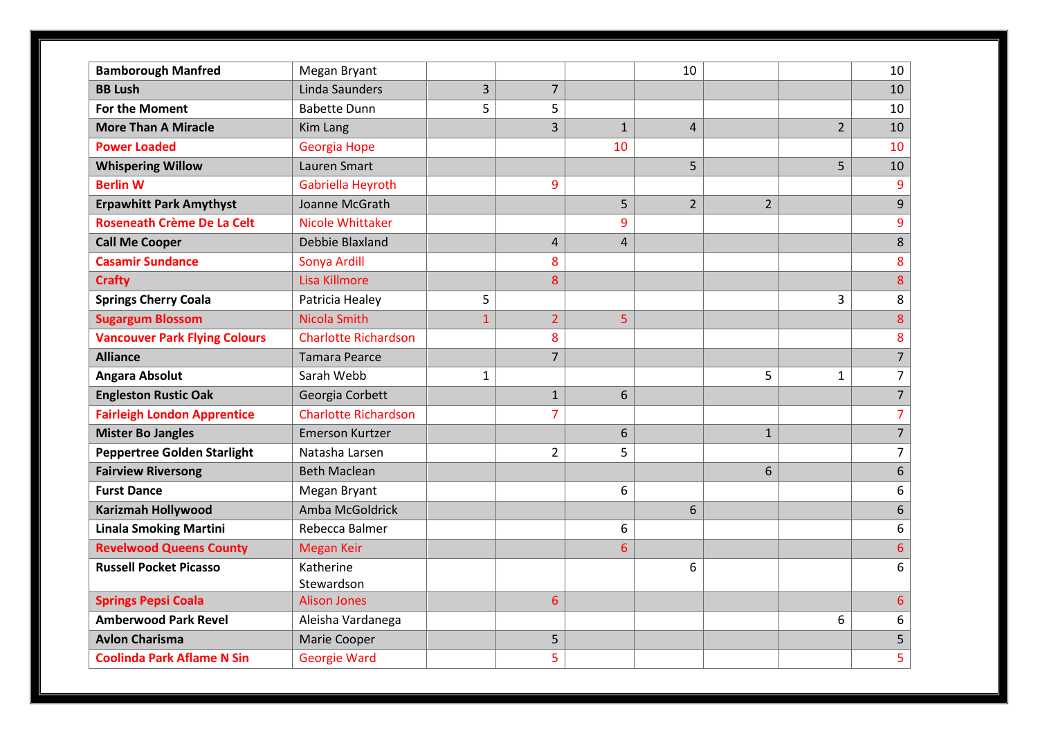| | | | | | | | | |
|---|---|---|---|---|---|---|---|---|
| **Bamborough Manfred** | Megan Bryant | | | | 10 | | | 10 |
| **BB Lush** | Linda Saunders | 3 | 7 | | | | | 10 |
| **For the Moment** | Babette Dunn | 5 | 5 | | | | | 10 |
| **More Than A Miracle** | Kim Lang | | 3 | 1 | 4 | | 2 | 10 |
| **Power Loaded** | Georgia Hope | | | 10 | | | | 10 |
| **Whispering Willow** | Lauren Smart | | | | 5 | | 5 | 10 |
| **Berlin W** | Gabriella Heyroth | | 9 | | | | | 9 |
| **Erpawhitt Park Amythyst** | Joanne McGrath | | | 5 | 2 | 2 | | 9 |
| **Roseneath Crème De La Celt** | Nicole Whittaker | | | 9 | | | | 9 |
| **Call Me Cooper** | Debbie Blaxland | | 4 | 4 | | | | 8 |
| **Casamir Sundance** | Sonya Ardill | | 8 | | | | | 8 |
| **Crafty** | Lisa Killmore | | 8 | | | | | 8 |
| **Springs Cherry Coala** | Patricia Healey | 5 | | | | | 3 | 8 |
| **Sugargum Blossom** | Nicola Smith | 1 | 2 | 5 | | | | 8 |
| **Vancouver Park Flying Colours** | Charlotte Richardson | | 8 | | | | | 8 |
| **Alliance** | Tamara Pearce | | 7 | | | | | 7 |
| **Angara Absolut** | Sarah Webb | 1 | | | | 5 | 1 | 7 |
| **Engleston Rustic Oak** | Georgia Corbett | | 1 | 6 | | | | 7 |
| **Fairleigh London Apprentice** | Charlotte Richardson | | 7 | | | | | 7 |
| **Mister Bo Jangles** | Emerson Kurtzer | | | 6 | | 1 | | 7 |
| **Peppertree Golden Starlight** | Natasha Larsen | | 2 | 5 | | | | 7 |
| **Fairview Riversong** | Beth Maclean | | | | | 6 | | 6 |
| **Furst Dance** | Megan Bryant | | | 6 | | | | 6 |
| **Karizmah Hollywood** | Amba McGoldrick | | | | 6 | | | 6 |
| **Linala Smoking Martini** | Rebecca Balmer | | | 6 | | | | 6 |
| **Revelwood Queens County** | Megan Keir | | | 6 | | | | 6 |
| **Russell Pocket Picasso** | Katherine Stewardson | | | | 6 | | | 6 |
| **Springs Pepsi Coala** | Alison Jones | | 6 | | | | | 6 |
| **Amberwood Park Revel** | Aleisha Vardanega | | | | | | 6 | 6 |
| **Avlon Charisma** | Marie Cooper | | 5 | | | | | 5 |
| **Coolinda Park Aflame N Sin** | Georgie Ward | | 5 | | | | | 5 |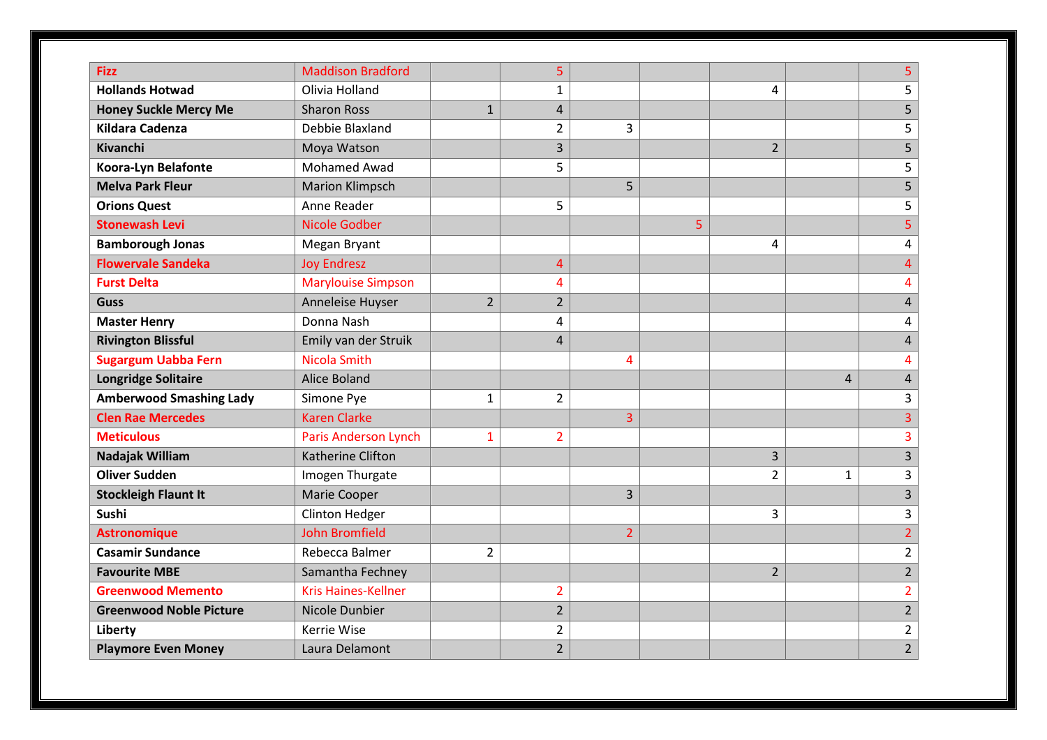| | | | | | | | | |
|---|---|---|---|---|---|---|---|---|
| **Fizz** | Maddison Bradford | | 5 | | | | | 5 |
| **Hollands Hotwad** | Olivia Holland | | 1 | | | 4 | | 5 |
| **Honey Suckle Mercy Me** | Sharon Ross | 1 | 4 | | | | | 5 |
| **Kildara Cadenza** | Debbie Blaxland | | 2 | 3 | | | | 5 |
| **Kivanchi** | Moya Watson | | 3 | | | 2 | | 5 |
| **Koora-Lyn Belafonte** | Mohamed Awad | | 5 | | | | | 5 |
| **Melva Park Fleur** | Marion Klimpsch | | | 5 | | | | 5 |
| **Orions Quest** | Anne Reader | | 5 | | | | | 5 |
| **Stonewash Levi** | Nicole Godber | | | | 5 | | | 5 |
| **Bamborough Jonas** | Megan Bryant | | | | | 4 | | 4 |
| **Flowervale Sandeka** | Joy Endresz | | 4 | | | | | 4 |
| **Furst Delta** | Marylouise Simpson | | 4 | | | | | 4 |
| **Guss** | Anneleise Huyser | 2 | 2 | | | | | 4 |
| **Master Henry** | Donna Nash | | 4 | | | | | 4 |
| **Rivington Blissful** | Emily van der Struik | | 4 | | | | | 4 |
| **Sugargum Uabba Fern** | Nicola Smith | | | 4 | | | | 4 |
| **Longridge Solitaire** | Alice Boland | | | | | | 4 | 4 |
| **Amberwood Smashing Lady** | Simone Pye | 1 | 2 | | | | | 3 |
| **Clen Rae Mercedes** | Karen Clarke | | | 3 | | | | 3 |
| **Meticulous** | Paris Anderson Lynch | 1 | 2 | | | | | 3 |
| **Nadajak William** | Katherine Clifton | | | | | 3 | | 3 |
| **Oliver Sudden** | Imogen Thurgate | | | | | 2 | 1 | 3 |
| **Stockleigh Flaunt It** | Marie Cooper | | | 3 | | | | 3 |
| **Sushi** | Clinton Hedger | | | | | 3 | | 3 |
| **Astronomique** | John Bromfield | | | 2 | | | | 2 |
| **Casamir Sundance** | Rebecca Balmer | 2 | | | | | | 2 |
| **Favourite MBE** | Samantha Fechney | | | | | 2 | | 2 |
| **Greenwood Memento** | Kris Haines-Kellner | | 2 | | | | | 2 |
| **Greenwood Noble Picture** | Nicole Dunbier | | 2 | | | | | 2 |
| **Liberty** | Kerrie Wise | | 2 | | | | | 2 |
| **Playmore Even Money** | Laura Delamont | | 2 | | | | | 2 |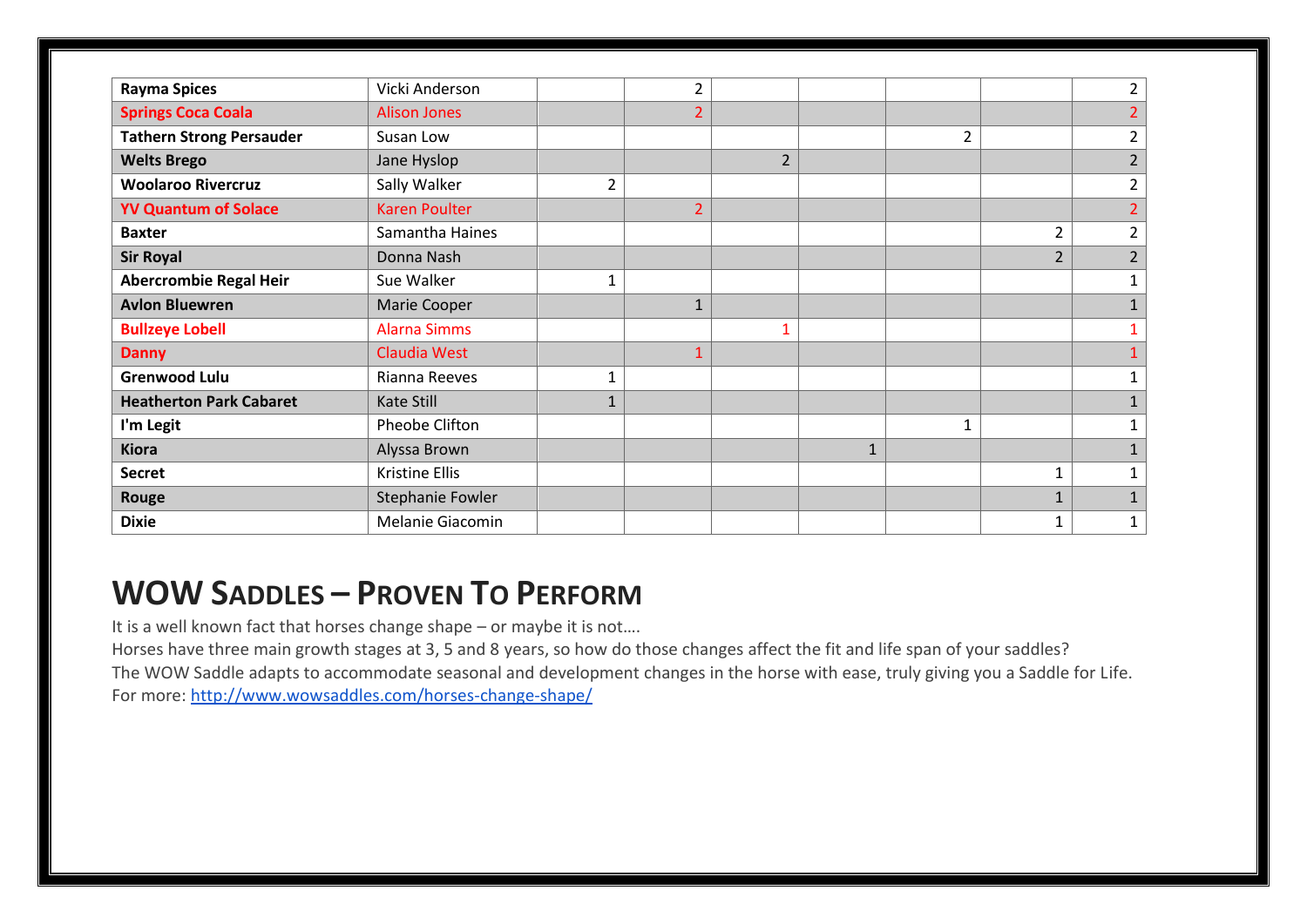| | | | | | | | | |
|---|---|---|---|---|---|---|---|---|
| **Rayma Spices** | Vicki Anderson | | 2 | | | | | 2 |
| **Springs Coca Coala** | Alison Jones | | 2 | | | | | 2 |
| **Tathern Strong Persauder** | Susan Low | | | | | 2 | | 2 |
| **Welts Brego** | Jane Hyslop | | | 2 | | | | 2 |
| **Woolaroo Rivercruz** | Sally Walker | 2 | | | | | | 2 |
| **YV Quantum of Solace** | Karen Poulter | | 2 | | | | | 2 |
| **Baxter** | Samantha Haines | | | | | | 2 | 2 |
| **Sir Royal** | Donna Nash | | | | | | 2 | 2 |
| **Abercrombie Regal Heir** | Sue Walker | 1 | | | | | | 1 |
| **Avlon Bluewren** | Marie Cooper | | 1 | | | | | 1 |
| **Bullzeye Lobell** | Alarna Simms | | | 1 | | | | 1 |
| **Danny** | Claudia West | | 1 | | | | | 1 |
| **Grenwood Lulu** | Rianna Reeves | 1 | | | | | | 1 |
| **Heatherton Park Cabaret** | Kate Still | 1 | | | | | | 1 |
| **I'm Legit** | Pheobe Clifton | | | | | 1 | | 1 |
| **Kiora** | Alyssa Brown | | | | 1 | | | 1 |
| **Secret** | Kristine Ellis | | | | | | 1 | 1 |
| **Rouge** | Stephanie Fowler | | | | | | 1 | 1 |
| **Dixie** | Melanie Giacomin | | | | | | 1 | 1 |

# WOW SADDLES – PROVEN TO PERFORM

It is a well known fact that horses change shape – or maybe it is not….

Horses have three main growth stages at 3, 5 and 8 years, so how do those changes affect the fit and life span of your saddles?

The WOW Saddle adapts to accommodate seasonal and development changes in the horse with ease, truly giving you a Saddle for Life.

For more: http://www.wowsaddles.com/horses-change-shape/